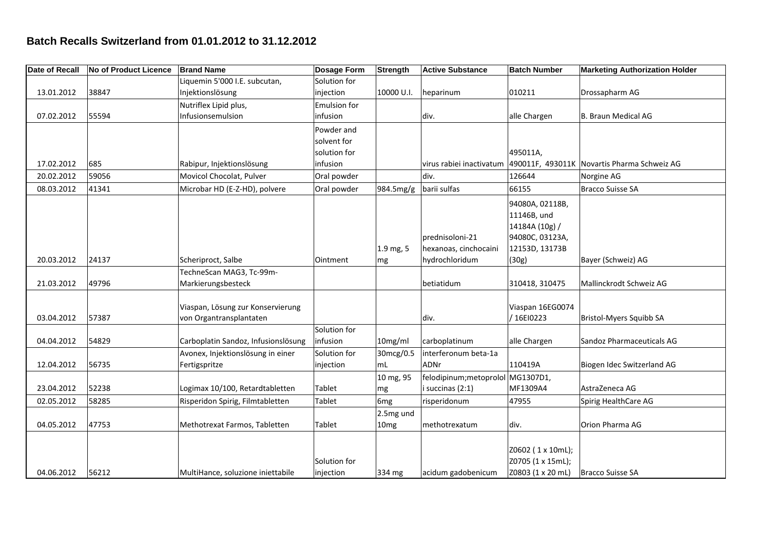## Batch Recalls Switzerland from 01.01.2012 to 31.12.2012

| Date of Recall | No of Product Licence | Brand Name | Dosage Form | Strength | Active Substance | Batch Number | Marketing Authorization Holder |
|---|---|---|---|---|---|---|---|
| 13.01.2012 | 38847 | Liquemin 5'000 I.E. subcutan, Injektionslösung | Solution for injection | 10000 U.I. | heparinum | 010211 | Drossapharm AG |
| 07.02.2012 | 55594 | Nutriflex Lipid plus, Infusionsemulsion | Emulsion for infusion | | div. | alle Chargen | B. Braun Medical AG |
| 17.02.2012 | 685 | Rabipur, Injektionslösung | Powder and solvent for solution for infusion | | virus rabiei inactivatum | 495011A, 490011F, 493011K | Novartis Pharma Schweiz AG |
| 20.02.2012 | 59056 | Movicol Chocolat, Pulver | Oral powder | | div. | 126644 | Norgine AG |
| 08.03.2012 | 41341 | Microbar HD (E-Z-HD), polvere | Oral powder | 984.5mg/g | barii sulfas | 66155 | Bracco Suisse SA |
| 20.03.2012 | 24137 | Scheriproct, Salbe | Ointment | 1.9 mg, 5 mg | prednisoloni-21 hexanoas, cinchocaini hydrochloridum | 94080A, 02118B, 11146B, und 14184A (10g) / 94080C, 03123A, 12153D, 13173B (30g) | Bayer (Schweiz) AG |
| 21.03.2012 | 49796 | TechneScan MAG3, Tc-99m-Markierungsbesteck | | | betiatidum | 310418, 310475 | Mallinckrodt Schweiz AG |
| 03.04.2012 | 57387 | Viaspan, Lösung zur Konservierung von Organtransplantaten | | | div. | Viaspan 16EG0074 / 16EI0223 | Bristol-Myers Squibb SA |
| 04.04.2012 | 54829 | Carboplatin Sandoz, Infusionslösung | Solution for infusion | 10mg/ml | carboplatinum | alle Chargen | Sandoz Pharmaceuticals AG |
| 12.04.2012 | 56735 | Avonex, Injektionslösung in einer Fertigspritze | Solution for injection | 30mcg/0.5 mL | interferonum beta-1a ADNr | 110419A | Biogen Idec Switzerland AG |
| 23.04.2012 | 52238 | Logimax 10/100, Retardtabletten | Tablet | 10 mg, 95 mg | felodipinum;metoprololi succinas (2:1) | MG1307D1, MF1309A4 | AstraZeneca AG |
| 02.05.2012 | 58285 | Risperidon Spirig, Filmtabletten | Tablet | 6mg | risperidonum | 47955 | Spirig HealthCare AG |
| 04.05.2012 | 47753 | Methotrexat Farmos, Tabletten | Tablet | 2.5mg und 10mg | methotrexatum | div. | Orion Pharma AG |
| 04.06.2012 | 56212 | MultiHance, soluzione iniettabile | Solution for injection | 334 mg | acidum gadobenicum | Z0602 ( 1 x 10mL); Z0705 (1 x 15mL); Z0803 (1 x 20 mL) | Bracco Suisse SA |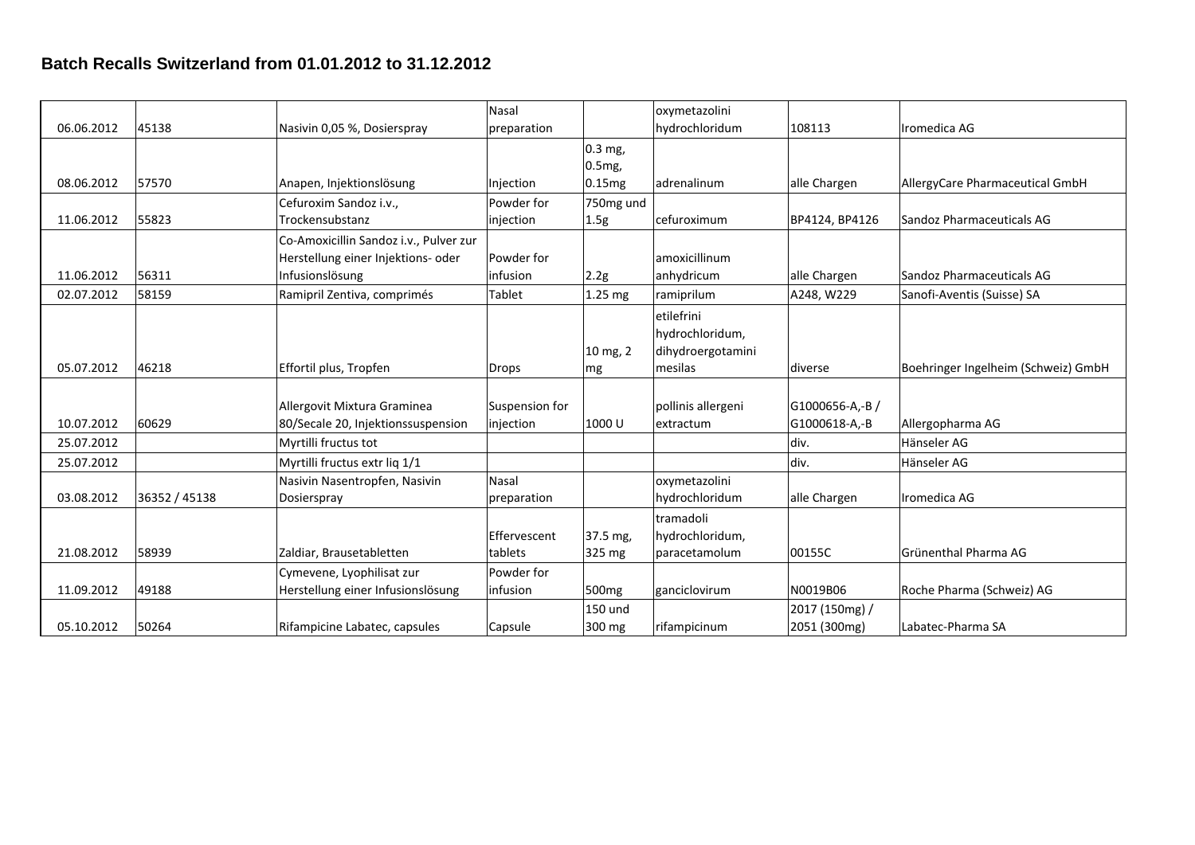## Batch Recalls Switzerland from 01.01.2012 to 31.12.2012

| | | | | | | | |
|---|---|---|---|---|---|---|---|
| 06.06.2012 | 45138 | Nasivin 0,05 %, Dosierspray | Nasal preparation | | oxymetazolini hydrochloridum | 108113 | Iromedica AG |
| 08.06.2012 | 57570 | Anapen, Injektionslösung | Injection | 0.3 mg, 0.5mg, 0.15mg | adrenalinum | alle Chargen | AllergyCare Pharmaceutical GmbH |
| 11.06.2012 | 55823 | Cefuroxim Sandoz i.v., Trockensubstanz | Powder for injection | 750mg und 1.5g | cefuroximum | BP4124, BP4126 | Sandoz Pharmaceuticals AG |
| 11.06.2012 | 56311 | Co-Amoxicillin Sandoz i.v., Pulver zur Herstellung einer Injektions- oder Infusionslösung | Powder for infusion | 2.2g | amoxicillinum anhydricum | alle Chargen | Sandoz Pharmaceuticals AG |
| 02.07.2012 | 58159 | Ramipril Zentiva, comprimés | Tablet | 1.25 mg | ramiprilum | A248, W229 | Sanofi-Aventis (Suisse) SA |
| 05.07.2012 | 46218 | Effortil plus, Tropfen | Drops | 10 mg, 2 mg | etilefrini hydrochloridum, dihydroergotamini mesilas | diverse | Boehringer Ingelheim (Schweiz) GmbH |
| 10.07.2012 | 60629 | Allergovit Mixtura Graminea 80/Secale 20, Injektionssuspension | Suspension for injection | 1000 U | pollinis allergeni extractum | G1000656-A,-B / G1000618-A,-B | Allergopharma AG |
| 25.07.2012 | | Myrtilli fructus tot | | | | div. | Hänseler AG |
| 25.07.2012 | | Myrtilli fructus extr liq 1/1 | | | | div. | Hänseler AG |
| 03.08.2012 | 36352 / 45138 | Nasivin Nasentropfen, Nasivin Dosierspray | Nasal preparation | | oxymetazolini hydrochloridum | alle Chargen | Iromedica AG |
| 21.08.2012 | 58939 | Zaldiar, Brausetabletten | Effervescent tablets | 37.5 mg, 325 mg | tramadoli hydrochloridum, paracetamolum | 00155C | Grünenthal Pharma AG |
| 11.09.2012 | 49188 | Cymevene, Lyophilisat zur Herstellung einer Infusionslösung | Powder for infusion | 500mg | ganciclovirum | N0019B06 | Roche Pharma (Schweiz) AG |
| 05.10.2012 | 50264 | Rifampicine Labatec, capsules | Capsule | 150 und 300 mg | rifampicinum | 2017 (150mg) / 2051 (300mg) | Labatec-Pharma SA |